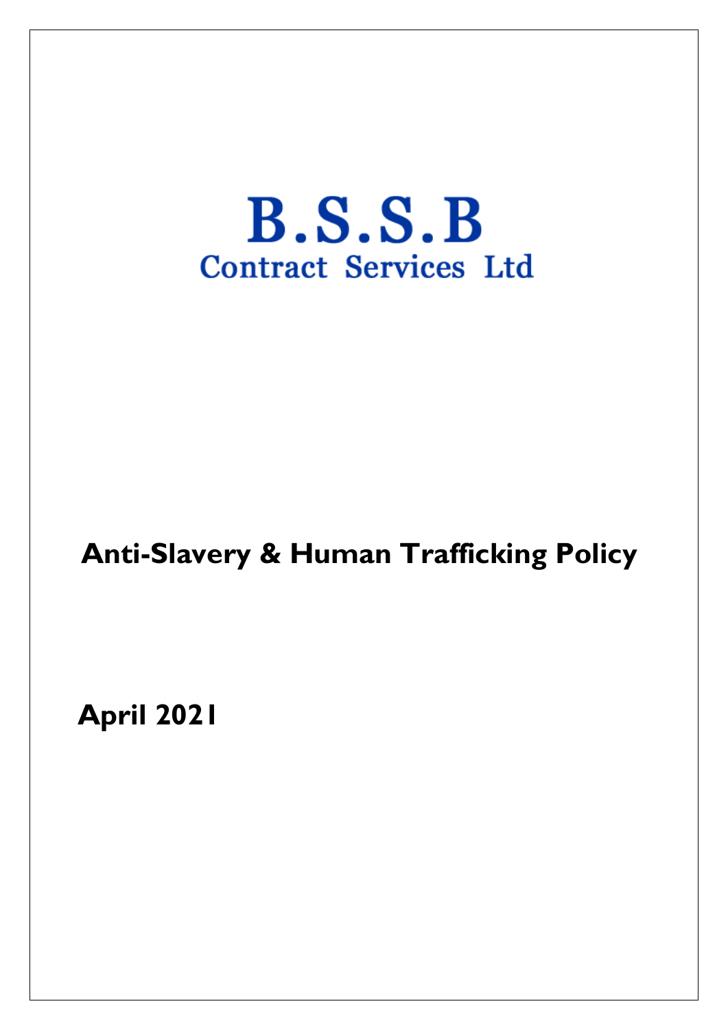# B.S.S.B

Contract Services Ltd

# Anti-Slavery & Human Trafficking Policy

**April 2021**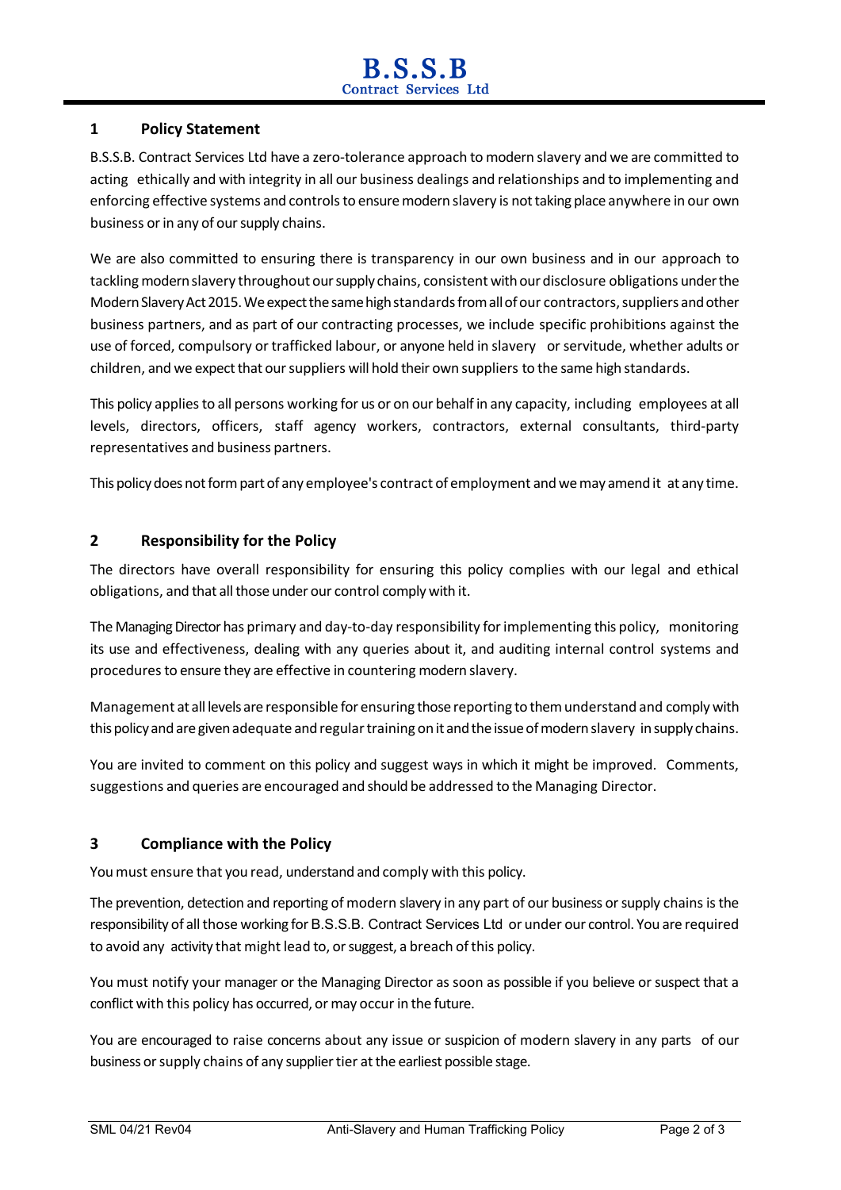## 1 Policy Statement

B.S.S.B. Contract Services Ltd have a zero-tolerance approach to modern slavery and we are committed to acting ethically and with integrity in all our business dealings and relationships and to implementing and enforcing effective systems and controls to ensure modern slavery is not taking place anywhere in our own business or in any of our supply chains.

We are also committed to ensuring there is transparency in our own business and in our approach to tackling modern slavery throughout our supply chains, consistent with our disclosure obligations under the Modern Slavery Act 2015. We expect the same high standards from all of our contractors, suppliers and other business partners, and as part of our contracting processes, we include specific prohibitions against the use of forced, compulsory or trafficked labour, or anyone held in slavery or servitude, whether adults or children, and we expect that our suppliers will hold their own suppliers to the same high standards.

This policy applies to all persons working for us or on our behalf in any capacity, including employees at all levels, directors, officers, staff agency workers, contractors, external consultants, third-party representatives and business partners.

This policy does not form part of any employee's contract of employment and we may amend it at any time.

## 2 Responsibility for the Policy

The directors have overall responsibility for ensuring this policy complies with our legal and ethical obligations, and that all those under our control comply with it.

The Managing Director has primary and day-to-day responsibility for implementing this policy, monitoring its use and effectiveness, dealing with any queries about it, and auditing internal control systems and procedures to ensure they are effective in countering modern slavery.

Management at all levels are responsible for ensuring those reporting to them understand and comply with this policy and are given adequate and regular training on it and the issue of modern slavery in supply chains.

You are invited to comment on this policy and suggest ways in which it might be improved. Comments, suggestions and queries are encouraged and should be addressed to the Managing Director.

## 3 Compliance with the Policy

You must ensure that you read, understand and comply with this policy.

The prevention, detection and reporting of modern slavery in any part of our business or supply chains is the responsibility of all those working for B.S.S.B. Contract Services Ltd or under our control. You are required to avoid any activity that might lead to, or suggest, a breach of this policy.

You must notify your manager or the Managing Director as soon as possible if you believe or suspect that a conflict with this policy has occurred, or may occur in the future.

You are encouraged to raise concerns about any issue or suspicion of modern slavery in any parts of our business or supply chains of any supplier tier at the earliest possible stage.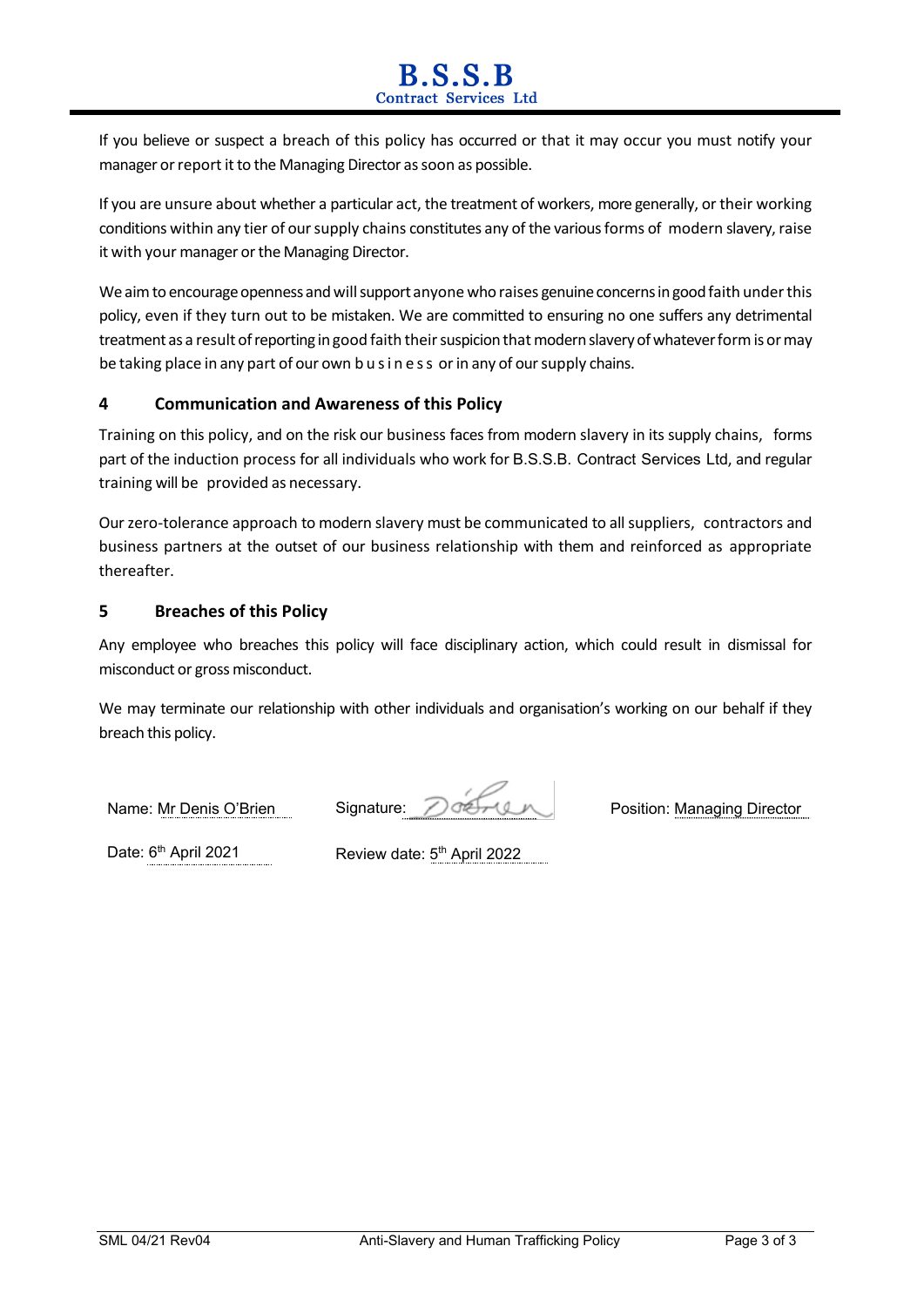If you believe or suspect a breach of this policy has occurred or that it may occur you must notify your manager or report it to the Managing Director as soon as possible.

If you are unsure about whether a particular act, the treatment of workers, more generally, or their working conditions within any tier of our supply chains constitutes any of the various forms of modern slavery, raise it with your manager or the Managing Director.

We aim to encourage openness and will support anyone who raises genuine concerns in good faith under this policy, even if they turn out to be mistaken. We are committed to ensuring no one suffers any detrimental treatment as a result of reporting in good faith their suspicion that modern slavery of whatever form is or may be taking place in any part of our own business or in any of our supply chains.

## 4 Communication and Awareness of this Policy

Training on this policy, and on the risk our business faces from modern slavery in its supply chains, forms part of the induction process for all individuals who work for B.S.S.B. Contract Services Ltd, and regular training will be provided as necessary.

Our zero-tolerance approach to modern slavery must be communicated to all suppliers, contractors and business partners at the outset of our business relationship with them and reinforced as appropriate thereafter.

## 5 Breaches of this Policy

Any employee who breaches this policy will face disciplinary action, which could result in dismissal for misconduct or gross misconduct.

We may terminate our relationship with other individuals and organisation's working on our behalf if they breach this policy.

Name: Mr Denis O'Brien    Signature: D O'Brien    Position: Managing Director

Date: 6th April 2021    Review date: 5th April 2022